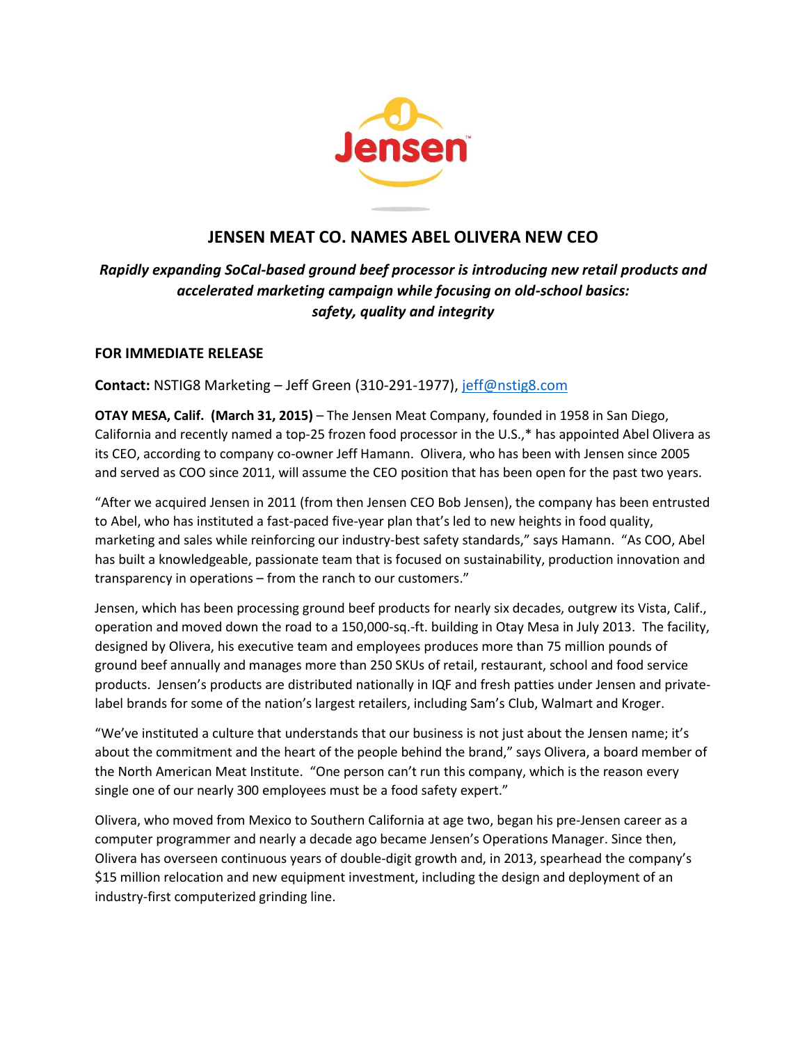# JENSEN MEAT CO. NAMES ABEL OLIVERA NEW CEO

***Rapidly expanding SoCal-based ground beef processor is introducing new retail products and accelerated marketing campaign while focusing on old-school basics: safety, quality and integrity***

**FOR IMMEDIATE RELEASE**

**Contact:** NSTIG8 Marketing – Jeff Green (310-291-1977), jeff@nstig8.com

**OTAY MESA, Calif. (March 31, 2015)** – The Jensen Meat Company, founded in 1958 in San Diego, California and recently named a top-25 frozen food processor in the U.S.,* has appointed Abel Olivera as its CEO, according to company co-owner Jeff Hamann. Olivera, who has been with Jensen since 2005 and served as COO since 2011, will assume the CEO position that has been open for the past two years.

"After we acquired Jensen in 2011 (from then Jensen CEO Bob Jensen), the company has been entrusted to Abel, who has instituted a fast-paced five-year plan that's led to new heights in food quality, marketing and sales while reinforcing our industry-best safety standards," says Hamann. "As COO, Abel has built a knowledgeable, passionate team that is focused on sustainability, production innovation and transparency in operations – from the ranch to our customers."

Jensen, which has been processing ground beef products for nearly six decades, outgrew its Vista, Calif., operation and moved down the road to a 150,000-sq.-ft. building in Otay Mesa in July 2013. The facility, designed by Olivera, his executive team and employees produces more than 75 million pounds of ground beef annually and manages more than 250 SKUs of retail, restaurant, school and food service products. Jensen's products are distributed nationally in IQF and fresh patties under Jensen and private-label brands for some of the nation's largest retailers, including Sam's Club, Walmart and Kroger.

"We've instituted a culture that understands that our business is not just about the Jensen name; it's about the commitment and the heart of the people behind the brand," says Olivera, a board member of the North American Meat Institute. "One person can't run this company, which is the reason every single one of our nearly 300 employees must be a food safety expert."

Olivera, who moved from Mexico to Southern California at age two, began his pre-Jensen career as a computer programmer and nearly a decade ago became Jensen's Operations Manager. Since then, Olivera has overseen continuous years of double-digit growth and, in 2013, spearhead the company's $15 million relocation and new equipment investment, including the design and deployment of an industry-first computerized grinding line.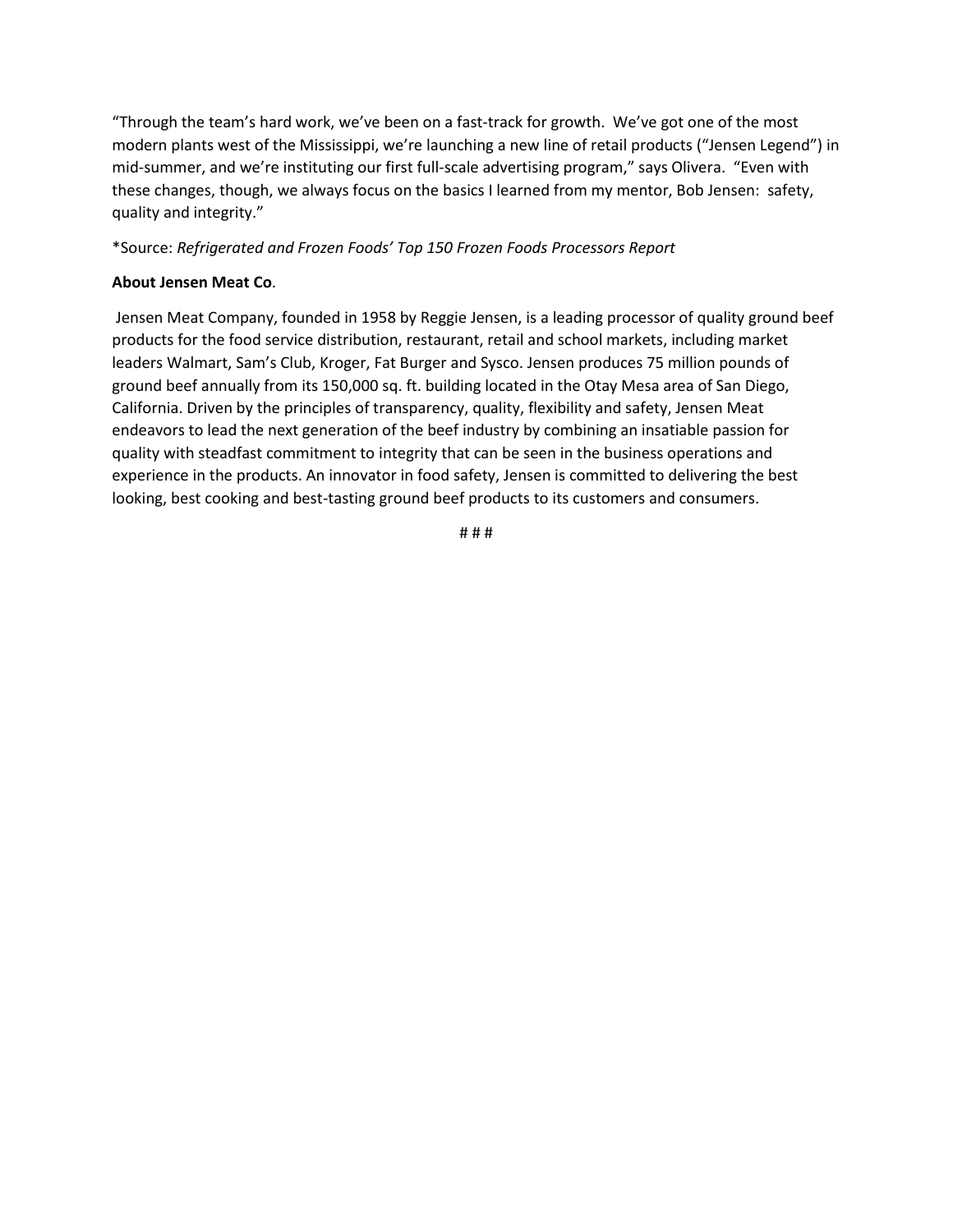"Through the team's hard work, we've been on a fast-track for growth. We've got one of the most modern plants west of the Mississippi, we're launching a new line of retail products ("Jensen Legend") in mid-summer, and we're instituting our first full-scale advertising program," says Olivera. "Even with these changes, though, we always focus on the basics I learned from my mentor, Bob Jensen: safety, quality and integrity."

*Source: *Refrigerated and Frozen Foods' Top 150 Frozen Foods Processors Report*

**About Jensen Meat Co**.

Jensen Meat Company, founded in 1958 by Reggie Jensen, is a leading processor of quality ground beef products for the food service distribution, restaurant, retail and school markets, including market leaders Walmart, Sam's Club, Kroger, Fat Burger and Sysco. Jensen produces 75 million pounds of ground beef annually from its 150,000 sq. ft. building located in the Otay Mesa area of San Diego, California. Driven by the principles of transparency, quality, flexibility and safety, Jensen Meat endeavors to lead the next generation of the beef industry by combining an insatiable passion for quality with steadfast commitment to integrity that can be seen in the business operations and experience in the products. An innovator in food safety, Jensen is committed to delivering the best looking, best cooking and best-tasting ground beef products to its customers and consumers.

# # #